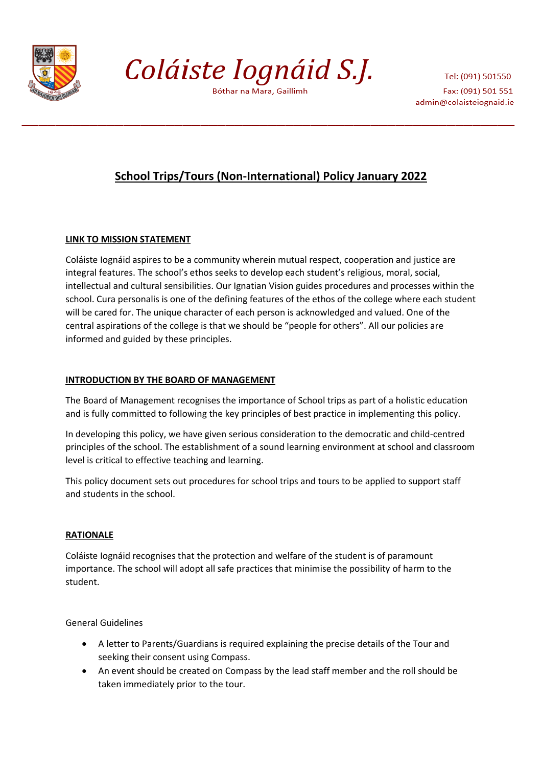# Coláiste Iognáid S.J.

Bóthar na Mara, Gaillimh

Tel: (091) 501550
Fax: (091) 501 551
admin@colaisteiognaid.ie

---

## School Trips/Tours (Non-International) Policy January 2022

### LINK TO MISSION STATEMENT

Coláiste Iognáid aspires to be a community wherein mutual respect, cooperation and justice are integral features. The school's ethos seeks to develop each student's religious, moral, social, intellectual and cultural sensibilities. Our Ignatian Vision guides procedures and processes within the school. Cura personalis is one of the defining features of the ethos of the college where each student will be cared for. The unique character of each person is acknowledged and valued. One of the central aspirations of the college is that we should be "people for others". All our policies are informed and guided by these principles.

### INTRODUCTION BY THE BOARD OF MANAGEMENT

The Board of Management recognises the importance of School trips as part of a holistic education and is fully committed to following the key principles of best practice in implementing this policy.

In developing this policy, we have given serious consideration to the democratic and child-centred principles of the school. The establishment of a sound learning environment at school and classroom level is critical to effective teaching and learning.

This policy document sets out procedures for school trips and tours to be applied to support staff and students in the school.

### RATIONALE

Coláiste Iognáid recognises that the protection and welfare of the student is of paramount importance. The school will adopt all safe practices that minimise the possibility of harm to the student.

General Guidelines

- A letter to Parents/Guardians is required explaining the precise details of the Tour and seeking their consent using Compass.
- An event should be created on Compass by the lead staff member and the roll should be taken immediately prior to the tour.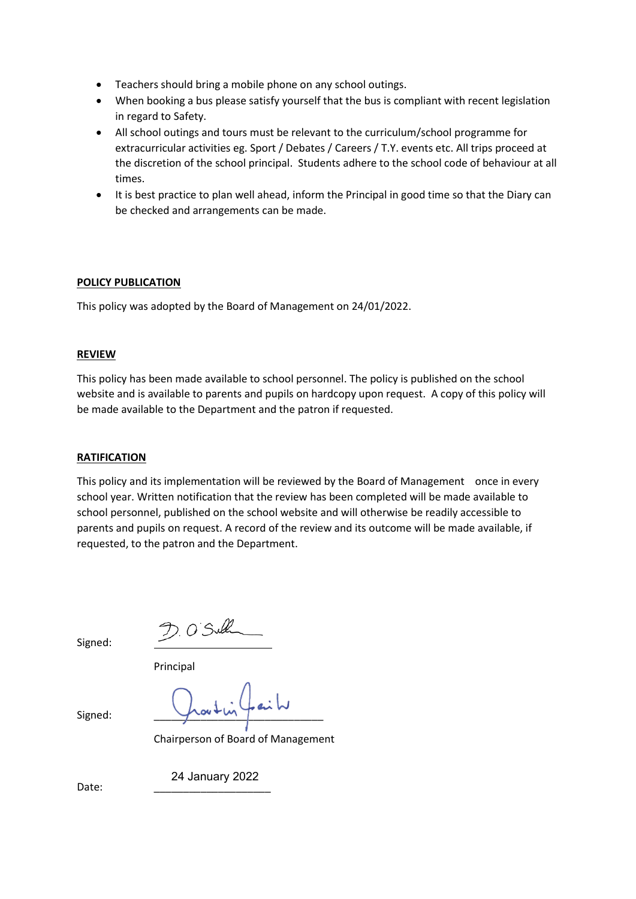- Teachers should bring a mobile phone on any school outings.
- When booking a bus please satisfy yourself that the bus is compliant with recent legislation in regard to Safety.
- All school outings and tours must be relevant to the curriculum/school programme for extracurricular activities eg. Sport / Debates / Careers / T.Y. events etc. All trips proceed at the discretion of the school principal. Students adhere to the school code of behaviour at all times.
- It is best practice to plan well ahead, inform the Principal in good time so that the Diary can be checked and arrangements can be made.

**POLICY PUBLICATION**

This policy was adopted by the Board of Management on 24/01/2022.

**REVIEW**

This policy has been made available to school personnel. The policy is published on the school website and is available to parents and pupils on hardcopy upon request. A copy of this policy will be made available to the Department and the patron if requested.

**RATIFICATION**

This policy and its implementation will be reviewed by the Board of Management once in every school year. Written notification that the review has been completed will be made available to school personnel, published on the school website and will otherwise be readily accessible to parents and pupils on request. A record of the review and its outcome will be made available, if requested, to the patron and the Department.

Signed: D. O'Sull____________________

Principal

Signed: ____________________________

Chairperson of Board of Management

Date: 24 January 2022